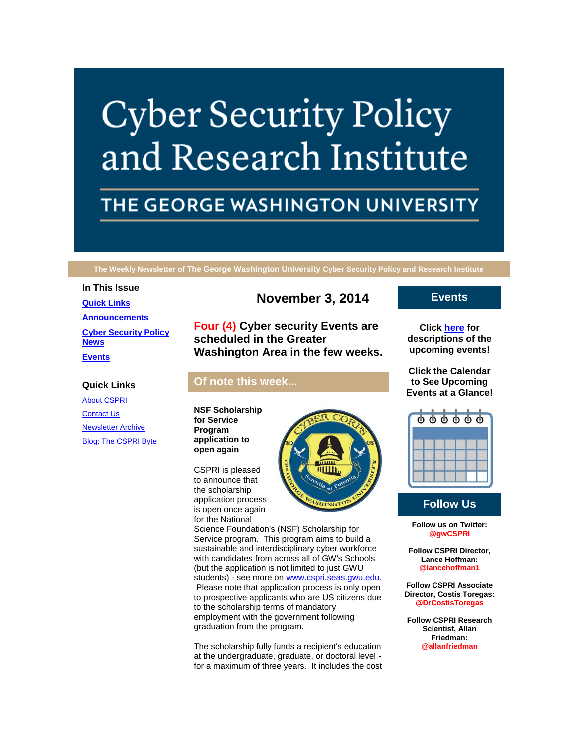# Cyber Security Policy and Research Institute

## THE GEORGE WASHINGTON UNIVERSITY

The Weekly Newsletter of The George Washington University Cyber Security Policy and Research Institute

**In This Issue**

**Quick Links**

**Announcements**

**Cyber Security Policy News**

**Events**

**Quick Links**

About CSPRI

Contact Us

Newsletter Archive

Blog: The CSPRI Byte

## November 3, 2014

### Four (4) Cyber security Events are scheduled in the Greater Washington Area in the few weeks.

## Of note this week...

**NSF Scholarship for Service Program application to open again**

CSPRI is pleased to announce that the scholarship application process is open once again for the National Science Foundation's (NSF) Scholarship for Service program. This program aims to build a sustainable and interdisciplinary cyber workforce with candidates from across all of GW's Schools (but the application is not limited to just GWU students) - see more on www.cspri.seas.gwu.edu. Please note that application process is only open to prospective applicants who are US citizens due to the scholarship terms of mandatory employment with the government following graduation from the program.

The scholarship fully funds a recipient's education at the undergraduate, graduate, or doctoral level - for a maximum of three years. It includes the cost

## Events

**Click here for descriptions of the upcoming events!**

**Click the Calendar to See Upcoming Events at a Glance!**

## Follow Us

**Follow us on Twitter:** **@gwCSPRI**

**Follow CSPRI Director, Lance Hoffman:** **@lancehoffman1**

**Follow CSPRI Associate Director, Costis Toregas:** **@DrCostisToregas**

**Follow CSPRI Research Scientist, Allan Friedman:** **@allanfriedman**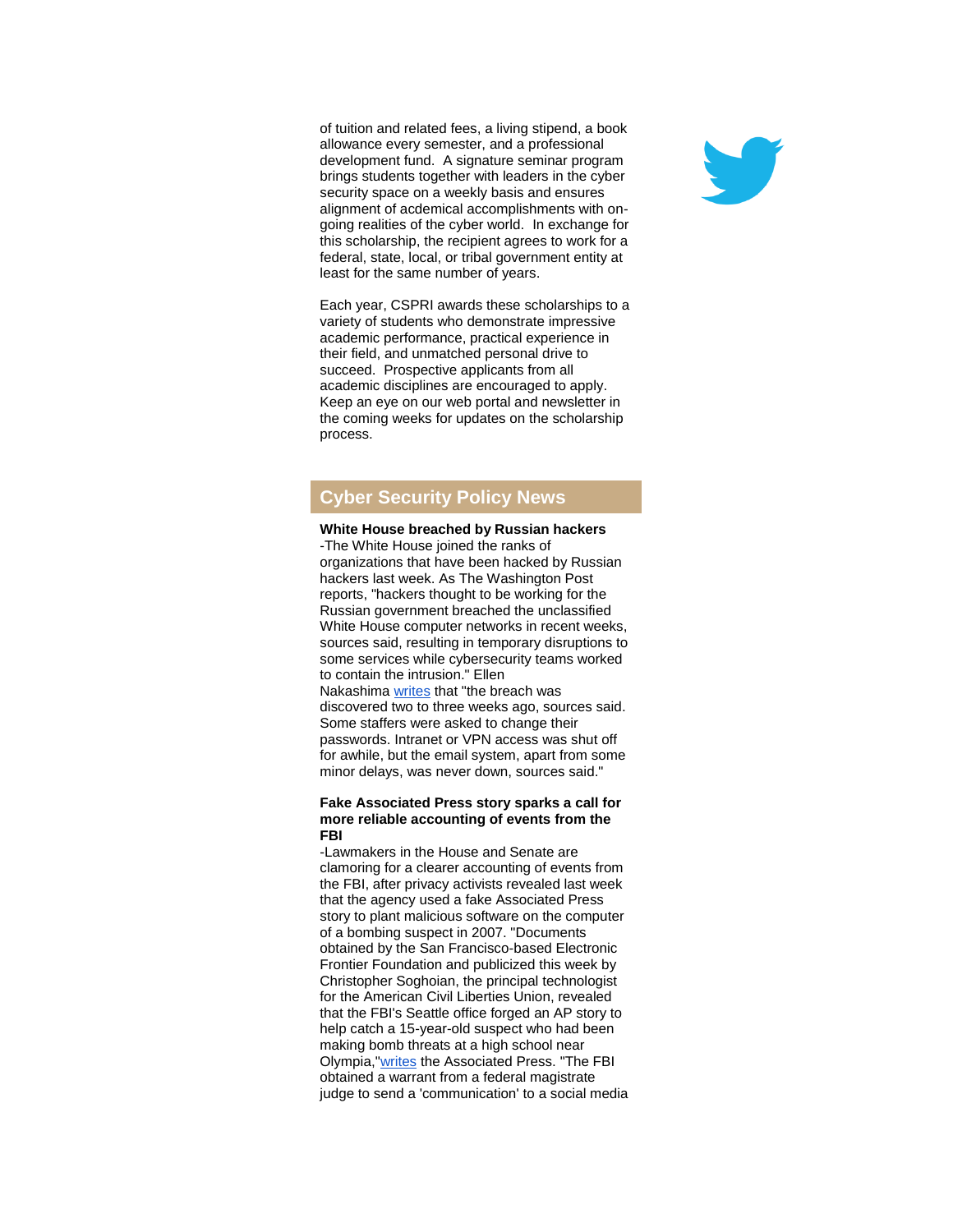of tuition and related fees, a living stipend, a book allowance every semester, and a professional development fund. A signature seminar program brings students together with leaders in the cyber security space on a weekly basis and ensures alignment of acdemical accomplishments with on-going realities of the cyber world. In exchange for this scholarship, the recipient agrees to work for a federal, state, local, or tribal government entity at least for the same number of years.

Each year, CSPRI awards these scholarships to a variety of students who demonstrate impressive academic performance, practical experience in their field, and unmatched personal drive to succeed. Prospective applicants from all academic disciplines are encouraged to apply. Keep an eye on our web portal and newsletter in the coming weeks for updates on the scholarship process.

## Cyber Security Policy News

**White House breached by Russian hackers**

-The White House joined the ranks of organizations that have been hacked by Russian hackers last week. As The Washington Post reports, "hackers thought to be working for the Russian government breached the unclassified White House computer networks in recent weeks, sources said, resulting in temporary disruptions to some services while cybersecurity teams worked to contain the intrusion." Ellen Nakashima writes that "the breach was discovered two to three weeks ago, sources said. Some staffers were asked to change their passwords. Intranet or VPN access was shut off for awhile, but the email system, apart from some minor delays, was never down, sources said."

**Fake Associated Press story sparks a call for more reliable accounting of events from the FBI**

-Lawmakers in the House and Senate are clamoring for a clearer accounting of events from the FBI, after privacy activists revealed last week that the agency used a fake Associated Press story to plant malicious software on the computer of a bombing suspect in 2007. "Documents obtained by the San Francisco-based Electronic Frontier Foundation and publicized this week by Christopher Soghoian, the principal technologist for the American Civil Liberties Union, revealed that the FBI's Seattle office forged an AP story to help catch a 15-year-old suspect who had been making bomb threats at a high school near Olympia,"writes the Associated Press. "The FBI obtained a warrant from a federal magistrate judge to send a 'communication' to a social media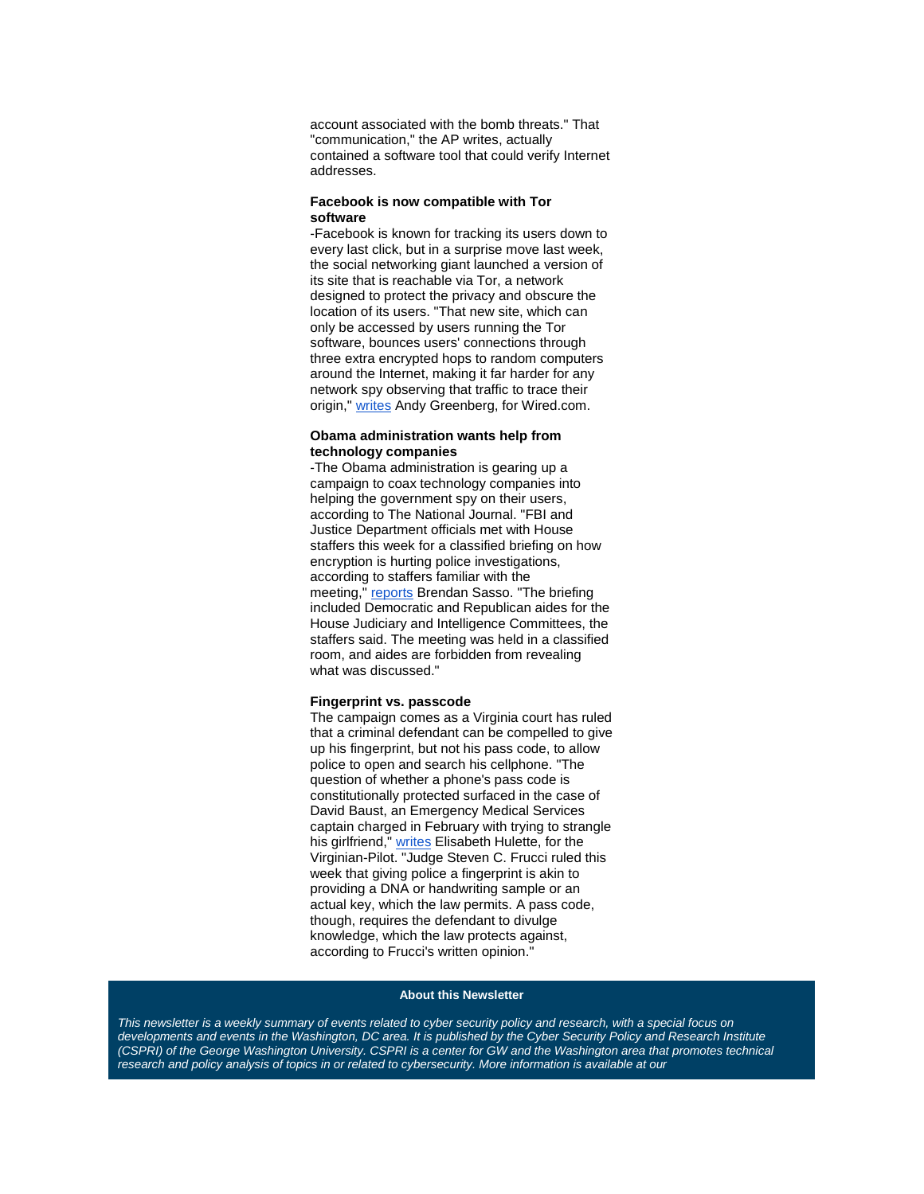account associated with the bomb threats." That "communication," the AP writes, actually contained a software tool that could verify Internet addresses.

**Facebook is now compatible with Tor software**

-Facebook is known for tracking its users down to every last click, but in a surprise move last week, the social networking giant launched a version of its site that is reachable via Tor, a network designed to protect the privacy and obscure the location of its users. "That new site, which can only be accessed by users running the Tor software, bounces users' connections through three extra encrypted hops to random computers around the Internet, making it far harder for any network spy observing that traffic to trace their origin," writes Andy Greenberg, for Wired.com.

**Obama administration wants help from technology companies**

-The Obama administration is gearing up a campaign to coax technology companies into helping the government spy on their users, according to The National Journal. "FBI and Justice Department officials met with House staffers this week for a classified briefing on how encryption is hurting police investigations, according to staffers familiar with the meeting," reports Brendan Sasso. "The briefing included Democratic and Republican aides for the House Judiciary and Intelligence Committees, the staffers said. The meeting was held in a classified room, and aides are forbidden from revealing what was discussed."

**Fingerprint vs. passcode**

The campaign comes as a Virginia court has ruled that a criminal defendant can be compelled to give up his fingerprint, but not his pass code, to allow police to open and search his cellphone. "The question of whether a phone's pass code is constitutionally protected surfaced in the case of David Baust, an Emergency Medical Services captain charged in February with trying to strangle his girlfriend," writes Elisabeth Hulette, for the Virginian-Pilot. "Judge Steven C. Frucci ruled this week that giving police a fingerprint is akin to providing a DNA or handwriting sample or an actual key, which the law permits. A pass code, though, requires the defendant to divulge knowledge, which the law protects against, according to Frucci's written opinion."

**About this Newsletter**

*This newsletter is a weekly summary of events related to cyber security policy and research, with a special focus on developments and events in the Washington, DC area. It is published by the Cyber Security Policy and Research Institute (CSPRI) of the George Washington University. CSPRI is a center for GW and the Washington area that promotes technical research and policy analysis of topics in or related to cybersecurity. More information is available at our*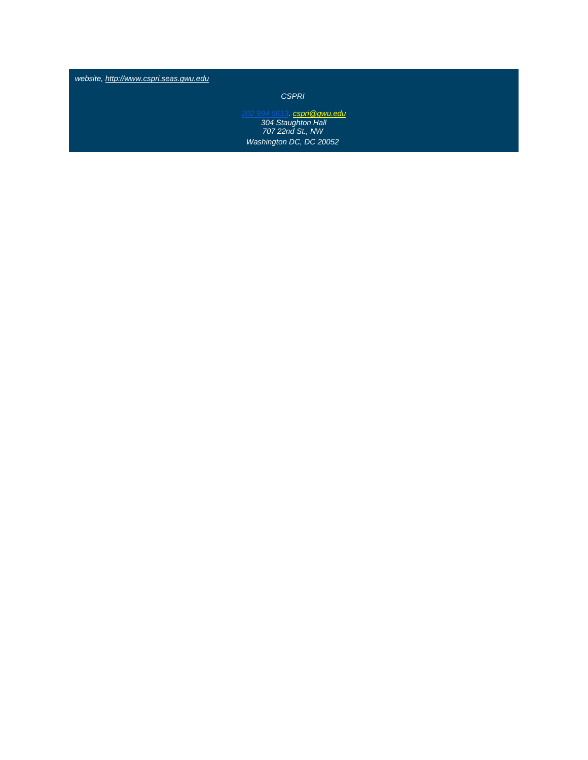*website, http://www.cspri.seas.gwu.edu*

*CSPRI*

*202 994 5613, cspri@gwu.edu*
*304 Staughton Hall*
*707 22nd St., NW*
*Washington DC, DC 20052*